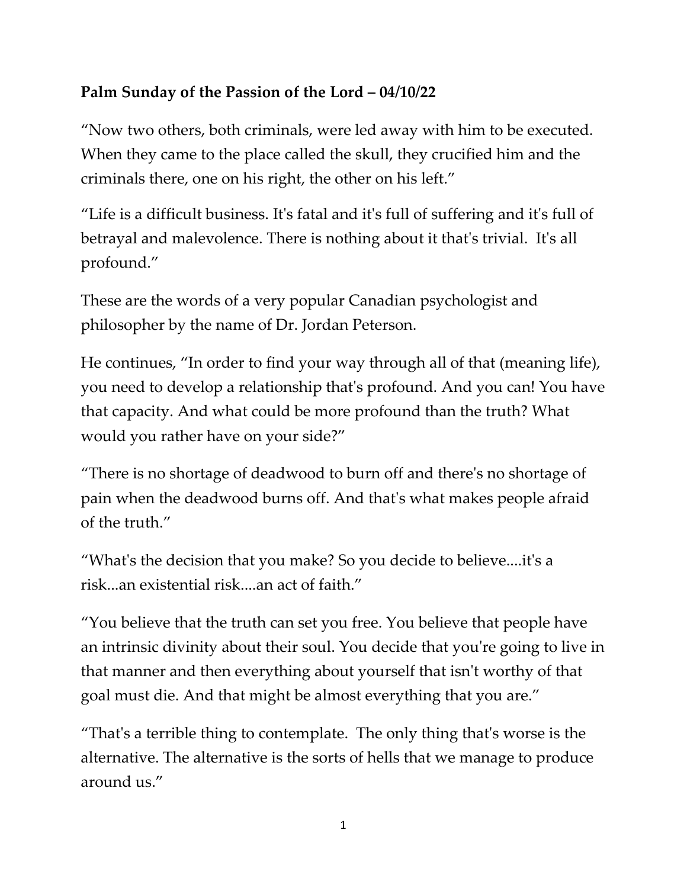**Palm Sunday of the Passion of the Lord – 04/10/22**

"Now two others, both criminals, were led away with him to be executed. When they came to the place called the skull, they crucified him and the criminals there, one on his right, the other on his left."

"Life is a difficult business. It's fatal and it's full of suffering and it's full of betrayal and malevolence. There is nothing about it that's trivial. It's all profound."

These are the words of a very popular Canadian psychologist and philosopher by the name of Dr. Jordan Peterson.

He continues, "In order to find your way through all of that (meaning life), you need to develop a relationship that's profound. And you can! You have that capacity. And what could be more profound than the truth? What would you rather have on your side?"

"There is no shortage of deadwood to burn off and there's no shortage of pain when the deadwood burns off. And that's what makes people afraid of the truth."

"What's the decision that you make? So you decide to believe....it's a risk...an existential risk....an act of faith."

"You believe that the truth can set you free. You believe that people have an intrinsic divinity about their soul. You decide that you're going to live in that manner and then everything about yourself that isn't worthy of that goal must die. And that might be almost everything that you are."

"That's a terrible thing to contemplate. The only thing that's worse is the alternative. The alternative is the sorts of hells that we manage to produce around us."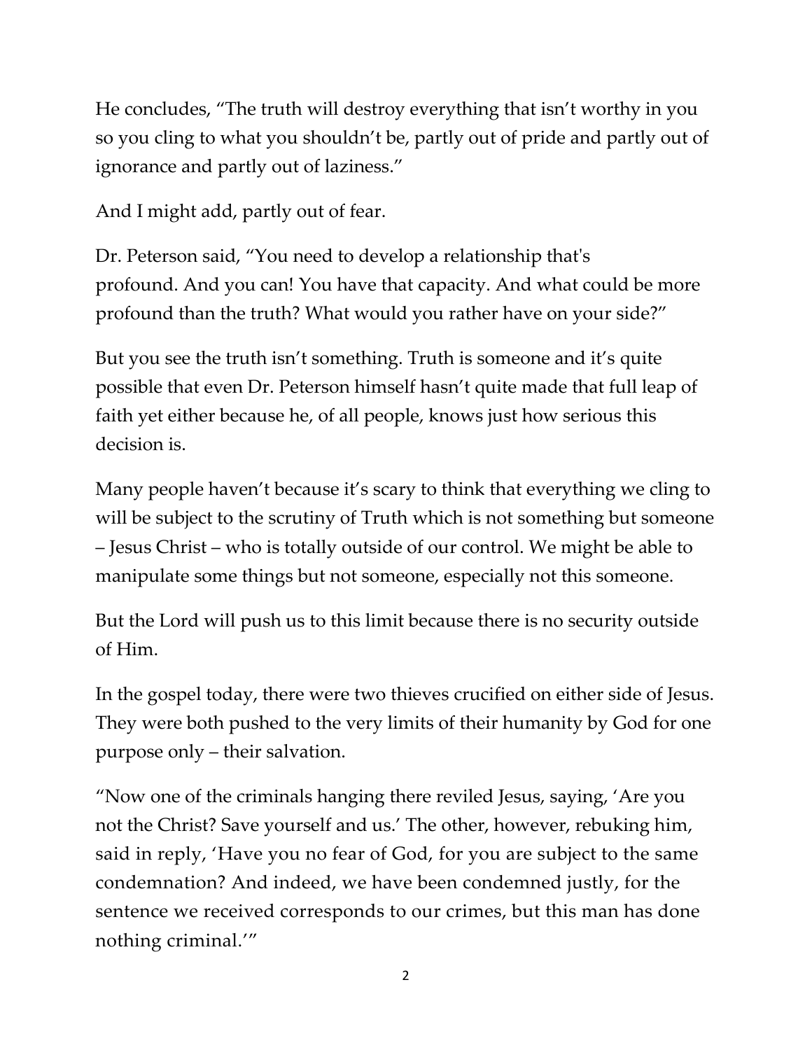He concludes, “The truth will destroy everything that isn’t worthy in you so you cling to what you shouldn’t be, partly out of pride and partly out of ignorance and partly out of laziness.”

And I might add, partly out of fear.

Dr. Peterson said, “You need to develop a relationship that's profound. And you can! You have that capacity. And what could be more profound than the truth? What would you rather have on your side?”

But you see the truth isn’t something. Truth is someone and it’s quite possible that even Dr. Peterson himself hasn’t quite made that full leap of faith yet either because he, of all people, knows just how serious this decision is.

Many people haven’t because it’s scary to think that everything we cling to will be subject to the scrutiny of Truth which is not something but someone – Jesus Christ – who is totally outside of our control. We might be able to manipulate some things but not someone, especially not this someone.

But the Lord will push us to this limit because there is no security outside of Him.

In the gospel today, there were two thieves crucified on either side of Jesus. They were both pushed to the very limits of their humanity by God for one purpose only – their salvation.

“Now one of the criminals hanging there reviled Jesus, saying, ‘Are you not the Christ? Save yourself and us.’ The other, however, rebuking him, said in reply, ‘Have you no fear of God, for you are subject to the same condemnation? And indeed, we have been condemned justly, for the sentence we received corresponds to our crimes, but this man has done nothing criminal.’”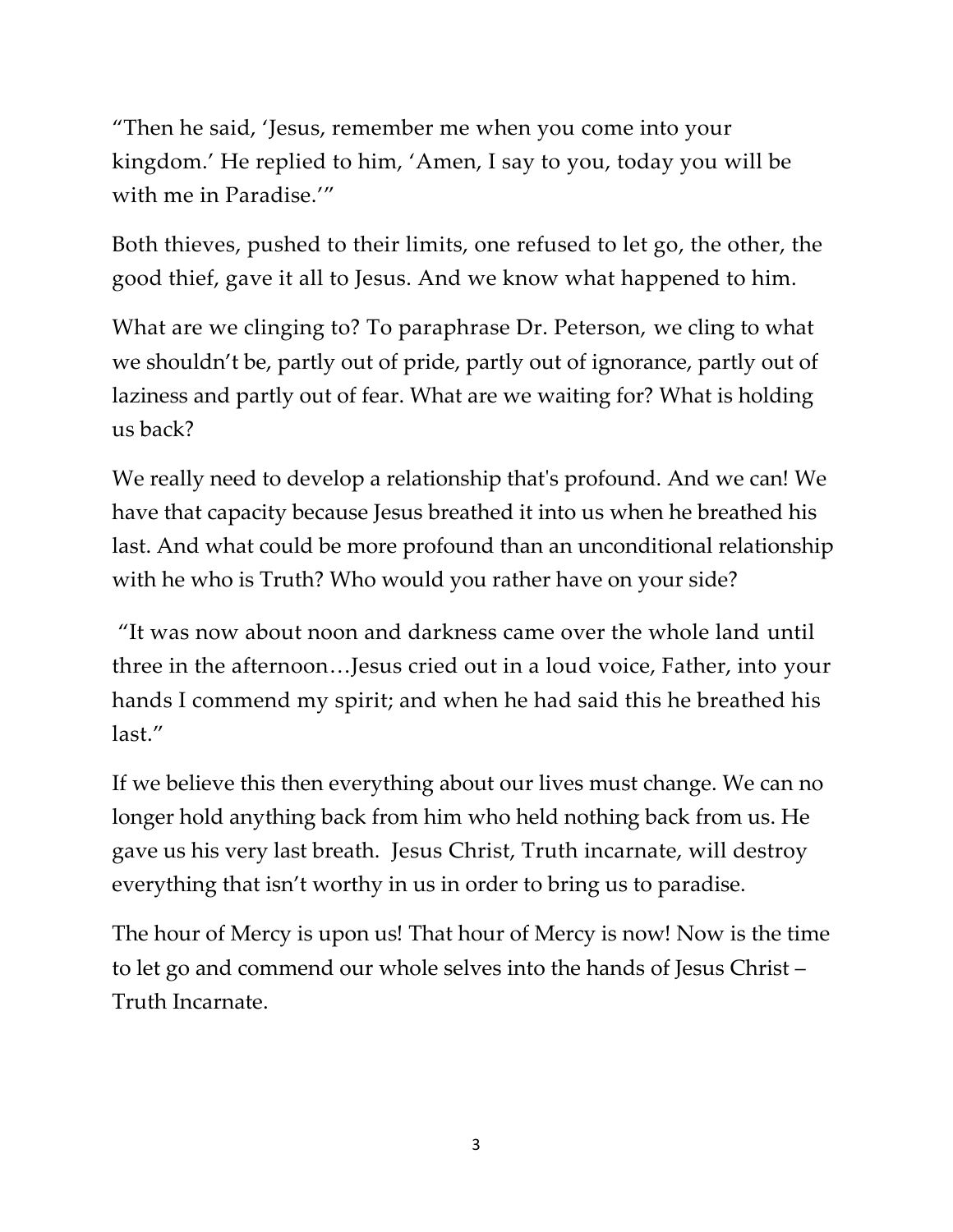"Then he said, 'Jesus, remember me when you come into your kingdom.' He replied to him, 'Amen, I say to you, today you will be with me in Paradise.'"

Both thieves, pushed to their limits, one refused to let go, the other, the good thief, gave it all to Jesus. And we know what happened to him.

What are we clinging to? To paraphrase Dr. Peterson, we cling to what we shouldn't be, partly out of pride, partly out of ignorance, partly out of laziness and partly out of fear. What are we waiting for? What is holding us back?

We really need to develop a relationship that's profound. And we can! We have that capacity because Jesus breathed it into us when he breathed his last. And what could be more profound than an unconditional relationship with he who is Truth? Who would you rather have on your side?

"It was now about noon and darkness came over the whole land until three in the afternoon…Jesus cried out in a loud voice, Father, into your hands I commend my spirit; and when he had said this he breathed his last."

If we believe this then everything about our lives must change. We can no longer hold anything back from him who held nothing back from us. He gave us his very last breath. Jesus Christ, Truth incarnate, will destroy everything that isn't worthy in us in order to bring us to paradise.

The hour of Mercy is upon us! That hour of Mercy is now! Now is the time to let go and commend our whole selves into the hands of Jesus Christ – Truth Incarnate.